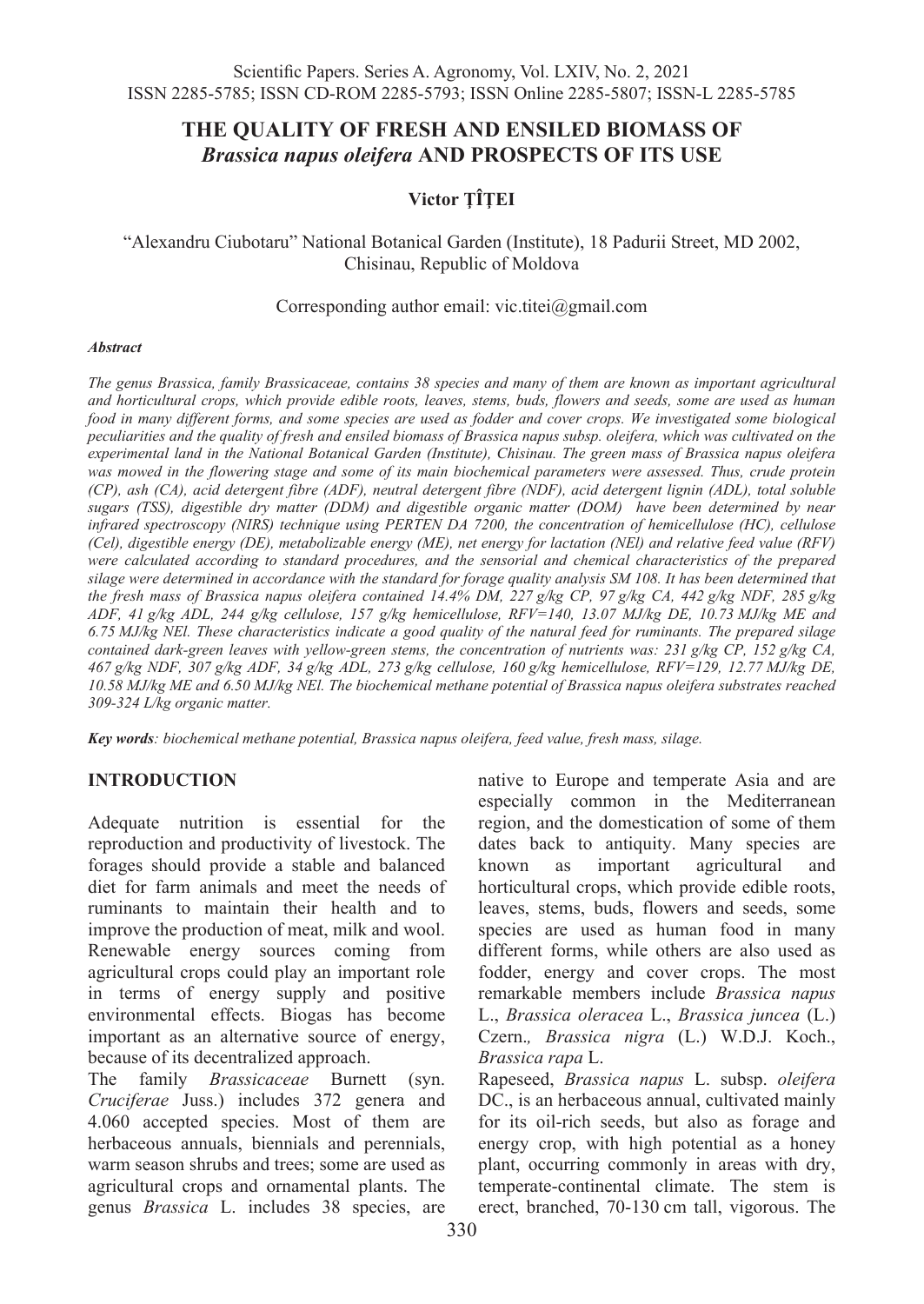# THE QUALITY OF FRESH AND ENSILED BIOMASS OF *Brassica napus oleifera* AND PROSPECTS OF ITS USE

**Victor ȚÎȚEI**

"Alexandru Ciubotaru" National Botanical Garden (Institute), 18 Padurii Street, MD 2002, Chisinau, Republic of Moldova

Corresponding author email: vic.titei@gmail.com

***Abstract***

*The genus Brassica, family Brassicaceae, contains 38 species and many of them are known as important agricultural and horticultural crops, which provide edible roots, leaves, stems, buds, flowers and seeds, some are used as human food in many different forms, and some species are used as fodder and cover crops. We investigated some biological peculiarities and the quality of fresh and ensiled biomass of Brassica napus subsp. oleifera, which was cultivated on the experimental land in the National Botanical Garden (Institute), Chisinau. The green mass of Brassica napus oleifera was mowed in the flowering stage and some of its main biochemical parameters were assessed. Thus, crude protein (CP), ash (CA), acid detergent fibre (ADF), neutral detergent fibre (NDF), acid detergent lignin (ADL), total soluble sugars (TSS), digestible dry matter (DDM) and digestible organic matter (DOM) have been determined by near infrared spectroscopy (NIRS) technique using PERTEN DA 7200, the concentration of hemicellulose (HC), cellulose (Cel), digestible energy (DE), metabolizable energy (ME), net energy for lactation (NEl) and relative feed value (RFV) were calculated according to standard procedures, and the sensorial and chemical characteristics of the prepared silage were determined in accordance with the standard for forage quality analysis SM 108. It has been determined that the fresh mass of Brassica napus oleifera contained 14.4% DM, 227 g/kg CP, 97 g/kg CA, 442 g/kg NDF, 285 g/kg ADF, 41 g/kg ADL, 244 g/kg cellulose, 157 g/kg hemicellulose, RFV=140, 13.07 MJ/kg DE, 10.73 MJ/kg ME and 6.75 MJ/kg NEl. These characteristics indicate a good quality of the natural feed for ruminants. The prepared silage contained dark-green leaves with yellow-green stems, the concentration of nutrients was: 231 g/kg CP, 152 g/kg CA, 467 g/kg NDF, 307 g/kg ADF, 34 g/kg ADL, 273 g/kg cellulose, 160 g/kg hemicellulose, RFV=129, 12.77 MJ/kg DE, 10.58 MJ/kg ME and 6.50 MJ/kg NEl. The biochemical methane potential of Brassica napus oleifera substrates reached 309-324 L/kg organic matter.*

***Key words****: biochemical methane potential, Brassica napus oleifera, feed value, fresh mass, silage.*

## INTRODUCTION

Adequate nutrition is essential for the reproduction and productivity of livestock. The forages should provide a stable and balanced diet for farm animals and meet the needs of ruminants to maintain their health and to improve the production of meat, milk and wool. Renewable energy sources coming from agricultural crops could play an important role in terms of energy supply and positive environmental effects. Biogas has become important as an alternative source of energy, because of its decentralized approach.

The family *Brassicaceae* Burnett (syn. *Cruciferae* Juss.) includes 372 genera and 4.060 accepted species. Most of them are herbaceous annuals, biennials and perennials, warm season shrubs and trees; some are used as agricultural crops and ornamental plants. The genus *Brassica* L. includes 38 species, are native to Europe and temperate Asia and are especially common in the Mediterranean region, and the domestication of some of them dates back to antiquity. Many species are known as important agricultural and horticultural crops, which provide edible roots, leaves, stems, buds, flowers and seeds, some species are used as human food in many different forms, while others are also used as fodder, energy and cover crops. The most remarkable members include *Brassica napus* L., *Brassica oleracea* L., *Brassica juncea* (L.) Czern., *Brassica nigra* (L.) W.D.J. Koch., *Brassica rapa* L.

Rapeseed, *Brassica napus* L. subsp. *oleifera* DC., is an herbaceous annual, cultivated mainly for its oil-rich seeds, but also as forage and energy crop, with high potential as a honey plant, occurring commonly in areas with dry, temperate-continental climate. The stem is erect, branched, 70-130 cm tall, vigorous. The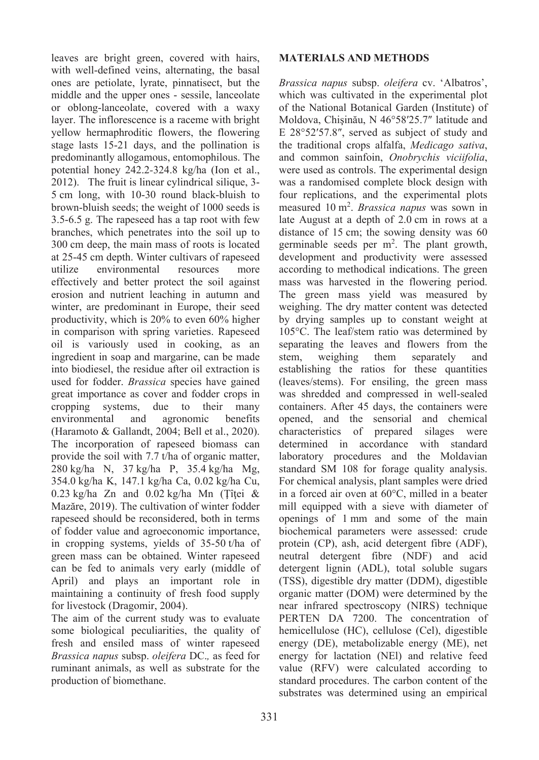leaves are bright green, covered with hairs, with well-defined veins, alternating, the basal ones are petiolate, lyrate, pinnatisect, but the middle and the upper ones - sessile, lanceolate or oblong-lanceolate, covered with a waxy layer. The inflorescence is a raceme with bright yellow hermaphroditic flowers, the flowering stage lasts 15-21 days, and the pollination is predominantly allogamous, entomophilous. The potential honey 242.2-324.8 kg/ha (Ion et al., 2012). The fruit is linear cylindrical silique, 3-5 cm long, with 10-30 round black-bluish to brown-bluish seeds; the weight of 1000 seeds is 3.5-6.5 g. The rapeseed has a tap root with few branches, which penetrates into the soil up to 300 cm deep, the main mass of roots is located at 25-45 cm depth. Winter cultivars of rapeseed utilize environmental resources more effectively and better protect the soil against erosion and nutrient leaching in autumn and winter, are predominant in Europe, their seed productivity, which is 20% to even 60% higher in comparison with spring varieties. Rapeseed oil is variously used in cooking, as an ingredient in soap and margarine, can be made into biodiesel, the residue after oil extraction is used for fodder. *Brassica* species have gained great importance as cover and fodder crops in cropping systems, due to their many environmental and agronomic benefits (Haramoto & Gallandt, 2004; Bell et al., 2020). The incorporation of rapeseed biomass can provide the soil with 7.7 t/ha of organic matter, 280 kg/ha N, 37 kg/ha P, 35.4 kg/ha Mg, 354.0 kg/ha K, 147.1 kg/ha Ca, 0.02 kg/ha Cu, 0.23 kg/ha Zn and 0.02 kg/ha Mn (Ţîţei & Mazăre, 2019). The cultivation of winter fodder rapeseed should be reconsidered, both in terms of fodder value and agroeconomic importance, in cropping systems, yields of 35-50 t/ha of green mass can be obtained. Winter rapeseed can be fed to animals very early (middle of April) and plays an important role in maintaining a continuity of fresh food supply for livestock (Dragomir, 2004).

The aim of the current study was to evaluate some biological peculiarities, the quality of fresh and ensiled mass of winter rapeseed *Brassica napus* subsp. *oleifera* DC., as feed for ruminant animals, as well as substrate for the production of biomethane.

## MATERIALS AND METHODS

*Brassica napus* subsp. *oleifera* cv. 'Albatros', which was cultivated in the experimental plot of the National Botanical Garden (Institute) of Moldova, Chişinău, N 46°58′25.7″ latitude and E 28°52′57.8″, served as subject of study and the traditional crops alfalfa, *Medicago sativa*, and common sainfoin, *Onobrychis viciifolia*, were used as controls. The experimental design was a randomised complete block design with four replications, and the experimental plots measured 10 $m^2$. *Brassica napus* was sown in late August at a depth of 2.0 cm in rows at a distance of 15 cm; the sowing density was 60 germinable seeds per $m^2$. The plant growth, development and productivity were assessed according to methodical indications. The green mass was harvested in the flowering period. The green mass yield was measured by weighing. The dry matter content was detected by drying samples up to constant weight at 105°C. The leaf/stem ratio was determined by separating the leaves and flowers from the stem, weighing them separately and establishing the ratios for these quantities (leaves/stems). For ensiling, the green mass was shredded and compressed in well-sealed containers. After 45 days, the containers were opened, and the sensorial and chemical characteristics of prepared silages were determined in accordance with standard laboratory procedures and the Moldavian standard SM 108 for forage quality analysis. For chemical analysis, plant samples were dried in a forced air oven at 60°C, milled in a beater mill equipped with a sieve with diameter of openings of 1 mm and some of the main biochemical parameters were assessed: crude protein (CP), ash, acid detergent fibre (ADF), neutral detergent fibre (NDF) and acid detergent lignin (ADL), total soluble sugars (TSS), digestible dry matter (DDM), digestible organic matter (DOM) were determined by the near infrared spectroscopy (NIRS) technique PERTEN DA 7200. The concentration of hemicellulose (HC), cellulose (Cel), digestible energy (DE), metabolizable energy (ME), net energy for lactation (NEl) and relative feed value (RFV) were calculated according to standard procedures. The carbon content of the substrates was determined using an empirical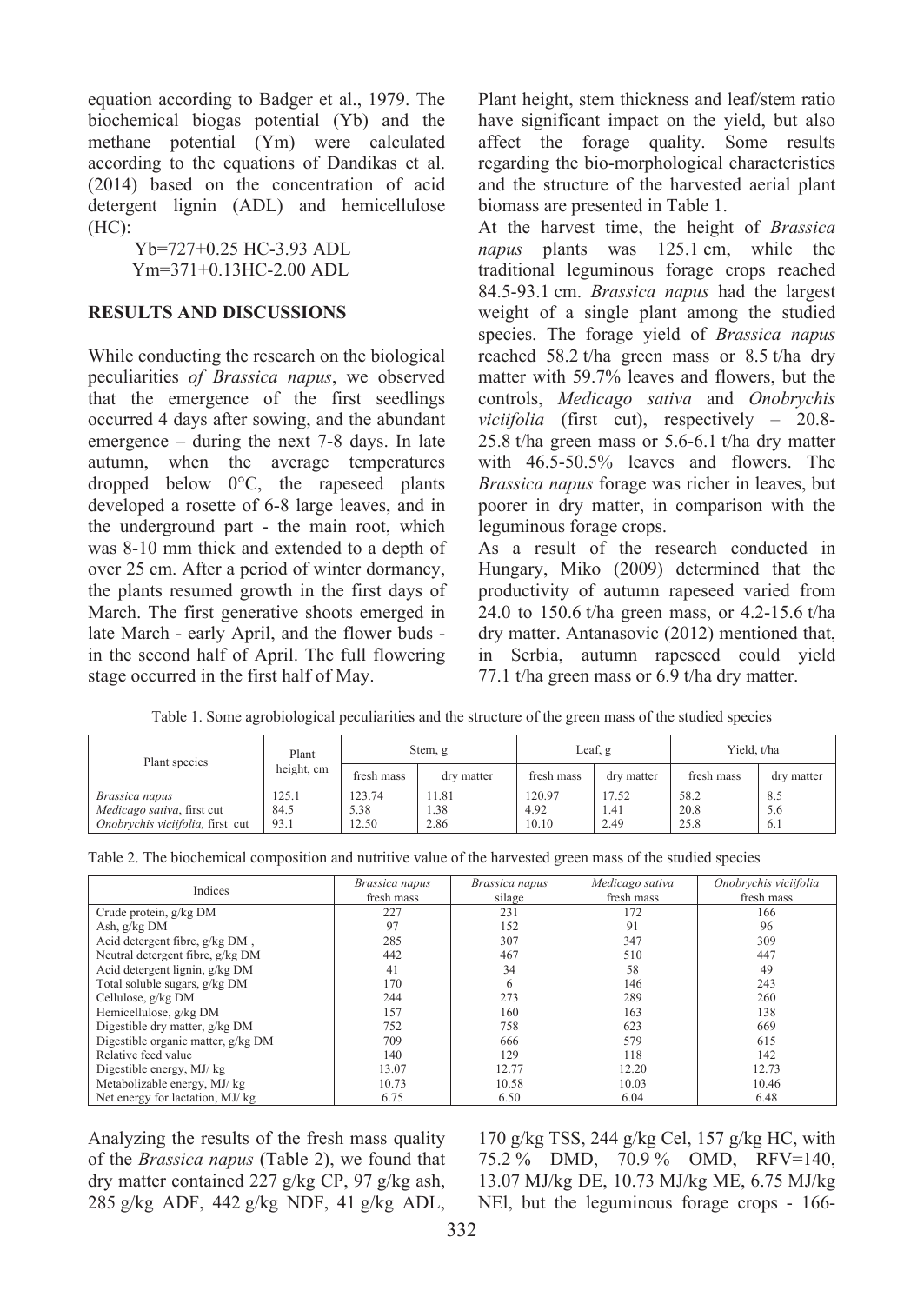equation according to Badger et al., 1979. The biochemical biogas potential (Yb) and the methane potential (Ym) were calculated according to the equations of Dandikas et al. (2014) based on the concentration of acid detergent lignin (ADL) and hemicellulose (HC):

$$Yb=727+0.25\ HC-3.93\ ADL$$

$$Ym=371+0.13HC-2.00\ ADL$$

## RESULTS AND DISCUSSIONS

While conducting the research on the biological peculiarities *of Brassica napus*, we observed that the emergence of the first seedlings occurred 4 days after sowing, and the abundant emergence – during the next 7-8 days. In late autumn, when the average temperatures dropped below 0°C, the rapeseed plants developed a rosette of 6-8 large leaves, and in the underground part - the main root, which was 8-10 mm thick and extended to a depth of over 25 cm. After a period of winter dormancy, the plants resumed growth in the first days of March. The first generative shoots emerged in late March - early April, and the flower buds - in the second half of April. The full flowering stage occurred in the first half of May.

Plant height, stem thickness and leaf/stem ratio have significant impact on the yield, but also affect the forage quality. Some results regarding the bio-morphological characteristics and the structure of the harvested aerial plant biomass are presented in Table 1.

At the harvest time, the height of *Brassica napus* plants was 125.1 cm, while the traditional leguminous forage crops reached 84.5-93.1 cm. *Brassica napus* had the largest weight of a single plant among the studied species. The forage yield of *Brassica napus* reached 58.2 t/ha green mass or 8.5 t/ha dry matter with 59.7% leaves and flowers, but the controls, *Medicago sativa* and *Onobrychis viciifolia* (first cut), respectively – 20.8-25.8 t/ha green mass or 5.6-6.1 t/ha dry matter with 46.5-50.5% leaves and flowers. The *Brassica napus* forage was richer in leaves, but poorer in dry matter, in comparison with the leguminous forage crops.

As a result of the research conducted in Hungary, Miko (2009) determined that the productivity of autumn rapeseed varied from 24.0 to 150.6 t/ha green mass, or 4.2-15.6 t/ha dry matter. Antanasovic (2012) mentioned that, in Serbia, autumn rapeseed could yield 77.1 t/ha green mass or 6.9 t/ha dry matter.

Table 1. Some agrobiological peculiarities and the structure of the green mass of the studied species

| Plant species | Plant height, cm | Stem, g | | Leaf, g | | Yield, t/ha | |
|---|---|---|---|---|---|---|---|
| | | fresh mass | dry matter | fresh mass | dry matter | fresh mass | dry matter |
| *Brassica napus* | 125.1 | 123.74 | 11.81 | 120.97 | 17.52 | 58.2 | 8.5 |
| *Medicago sativa*, first cut | 84.5 | 5.38 | 1.38 | 4.92 | 1.41 | 20.8 | 5.6 |
| *Onobrychis viciifolia*, first cut | 93.1 | 12.50 | 2.86 | 10.10 | 2.49 | 25.8 | 6.1 |

Table 2. The biochemical composition and nutritive value of the harvested green mass of the studied species

| Indices | *Brassica napus* fresh mass | *Brassica napus* silage | *Medicago sativa* fresh mass | *Onobrychis viciifolia* fresh mass |
|---|---|---|---|---|
| Crude protein, g/kg DM | 227 | 231 | 172 | 166 |
| Ash, g/kg DM | 97 | 152 | 91 | 96 |
| Acid detergent fibre, g/kg DM , | 285 | 307 | 347 | 309 |
| Neutral detergent fibre, g/kg DM | 442 | 467 | 510 | 447 |
| Acid detergent lignin, g/kg DM | 41 | 34 | 58 | 49 |
| Total soluble sugars, g/kg DM | 170 | 6 | 146 | 243 |
| Cellulose, g/kg DM | 244 | 273 | 289 | 260 |
| Hemicellulose, g/kg DM | 157 | 160 | 163 | 138 |
| Digestible dry matter, g/kg DM | 752 | 758 | 623 | 669 |
| Digestible organic matter, g/kg DM | 709 | 666 | 579 | 615 |
| Relative feed value | 140 | 129 | 118 | 142 |
| Digestible energy, MJ/ kg | 13.07 | 12.77 | 12.20 | 12.73 |
| Metabolizable energy, MJ/ kg | 10.73 | 10.58 | 10.03 | 10.46 |
| Net energy for lactation, MJ/ kg | 6.75 | 6.50 | 6.04 | 6.48 |

Analyzing the results of the fresh mass quality of the *Brassica napus* (Table 2), we found that dry matter contained 227 g/kg CP, 97 g/kg ash, 285 g/kg ADF, 442 g/kg NDF, 41 g/kg ADL, 170 g/kg TSS, 244 g/kg Cel, 157 g/kg HC, with 75.2 % DMD, 70.9 % OMD, RFV=140, 13.07 MJ/kg DE, 10.73 MJ/kg ME, 6.75 MJ/kg NEl, but the leguminous forage crops - 166-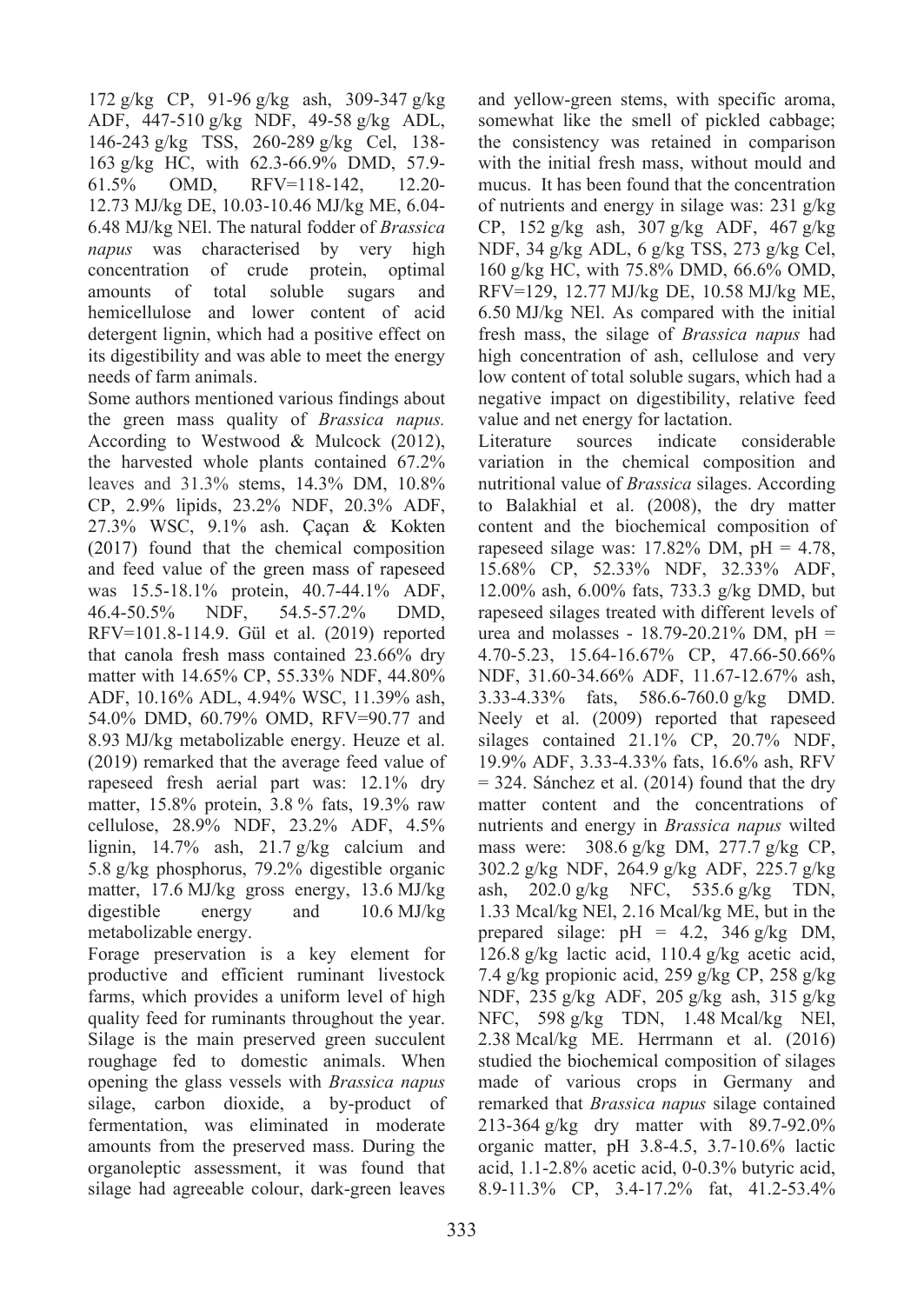172 g/kg CP, 91-96 g/kg ash, 309-347 g/kg ADF, 447-510 g/kg NDF, 49-58 g/kg ADL, 146-243 g/kg TSS, 260-289 g/kg Cel, 138-163 g/kg HC, with 62.3-66.9% DMD, 57.9-61.5% OMD, RFV=118-142, 12.20-12.73 MJ/kg DE, 10.03-10.46 MJ/kg ME, 6.04-6.48 MJ/kg NEl. The natural fodder of *Brassica napus* was characterised by very high concentration of crude protein, optimal amounts of total soluble sugars and hemicellulose and lower content of acid detergent lignin, which had a positive effect on its digestibility and was able to meet the energy needs of farm animals.

Some authors mentioned various findings about the green mass quality of *Brassica napus.* According to Westwood & Mulcock (2012), the harvested whole plants contained 67.2% leaves and 31.3% stems, 14.3% DM, 10.8% CP, 2.9% lipids, 23.2% NDF, 20.3% ADF, 27.3% WSC, 9.1% ash. Çaçan & Kokten (2017) found that the chemical composition and feed value of the green mass of rapeseed was 15.5-18.1% protein, 40.7-44.1% ADF, 46.4-50.5% NDF, 54.5-57.2% DMD, RFV=101.8-114.9. Gül et al. (2019) reported that canola fresh mass contained 23.66% dry matter with 14.65% CP, 55.33% NDF, 44.80% ADF, 10.16% ADL, 4.94% WSC, 11.39% ash, 54.0% DMD, 60.79% OMD, RFV=90.77 and 8.93 MJ/kg metabolizable energy. Heuze et al. (2019) remarked that the average feed value of rapeseed fresh aerial part was: 12.1% dry matter, 15.8% protein, 3.8 % fats, 19.3% raw cellulose, 28.9% NDF, 23.2% ADF, 4.5% lignin, 14.7% ash, 21.7 g/kg calcium and 5.8 g/kg phosphorus, 79.2% digestible organic matter, 17.6 MJ/kg gross energy, 13.6 MJ/kg digestible energy and 10.6 MJ/kg metabolizable energy.

Forage preservation is a key element for productive and efficient ruminant livestock farms, which provides a uniform level of high quality feed for ruminants throughout the year. Silage is the main preserved green succulent roughage fed to domestic animals. When opening the glass vessels with *Brassica napus* silage, carbon dioxide, a by-product of fermentation, was eliminated in moderate amounts from the preserved mass. During the organoleptic assessment, it was found that silage had agreeable colour, dark-green leaves and yellow-green stems, with specific aroma, somewhat like the smell of pickled cabbage; the consistency was retained in comparison with the initial fresh mass, without mould and mucus. It has been found that the concentration of nutrients and energy in silage was: 231 g/kg CP, 152 g/kg ash, 307 g/kg ADF, 467 g/kg NDF, 34 g/kg ADL, 6 g/kg TSS, 273 g/kg Cel, 160 g/kg HC, with 75.8% DMD, 66.6% OMD, RFV=129, 12.77 MJ/kg DE, 10.58 MJ/kg ME, 6.50 MJ/kg NEl. As compared with the initial fresh mass, the silage of *Brassica napus* had high concentration of ash, cellulose and very low content of total soluble sugars, which had a negative impact on digestibility, relative feed value and net energy for lactation.

Literature sources indicate considerable variation in the chemical composition and nutritional value of *Brassica* silages. According to Balakhial et al. (2008), the dry matter content and the biochemical composition of rapeseed silage was: 17.82% DM, pH = 4.78, 15.68% CP, 52.33% NDF, 32.33% ADF, 12.00% ash, 6.00% fats, 733.3 g/kg DMD, but rapeseed silages treated with different levels of urea and molasses - 18.79-20.21% DM, pH = 4.70-5.23, 15.64-16.67% CP, 47.66-50.66% NDF, 31.60-34.66% ADF, 11.67-12.67% ash, 3.33-4.33% fats, 586.6-760.0 g/kg DMD. Neely et al. (2009) reported that rapeseed silages contained 21.1% CP, 20.7% NDF, 19.9% ADF, 3.33-4.33% fats, 16.6% ash, RFV = 324. Sánchez et al. (2014) found that the dry matter content and the concentrations of nutrients and energy in *Brassica napus* wilted mass were: 308.6 g/kg DM, 277.7 g/kg CP, 302.2 g/kg NDF, 264.9 g/kg ADF, 225.7 g/kg ash, 202.0 g/kg NFC, 535.6 g/kg TDN, 1.33 Mcal/kg NEl, 2.16 Mcal/kg ME, but in the prepared silage: pH = 4.2, 346 g/kg DM, 126.8 g/kg lactic acid, 110.4 g/kg acetic acid, 7.4 g/kg propionic acid, 259 g/kg CP, 258 g/kg NDF, 235 g/kg ADF, 205 g/kg ash, 315 g/kg NFC, 598 g/kg TDN, 1.48 Mcal/kg NEl, 2.38 Mcal/kg ME. Herrmann et al. (2016) studied the biochemical composition of silages made of various crops in Germany and remarked that *Brassica napus* silage contained 213-364 g/kg dry matter with 89.7-92.0% organic matter, pH 3.8-4.5, 3.7-10.6% lactic acid, 1.1-2.8% acetic acid, 0-0.3% butyric acid, 8.9-11.3% CP, 3.4-17.2% fat, 41.2-53.4%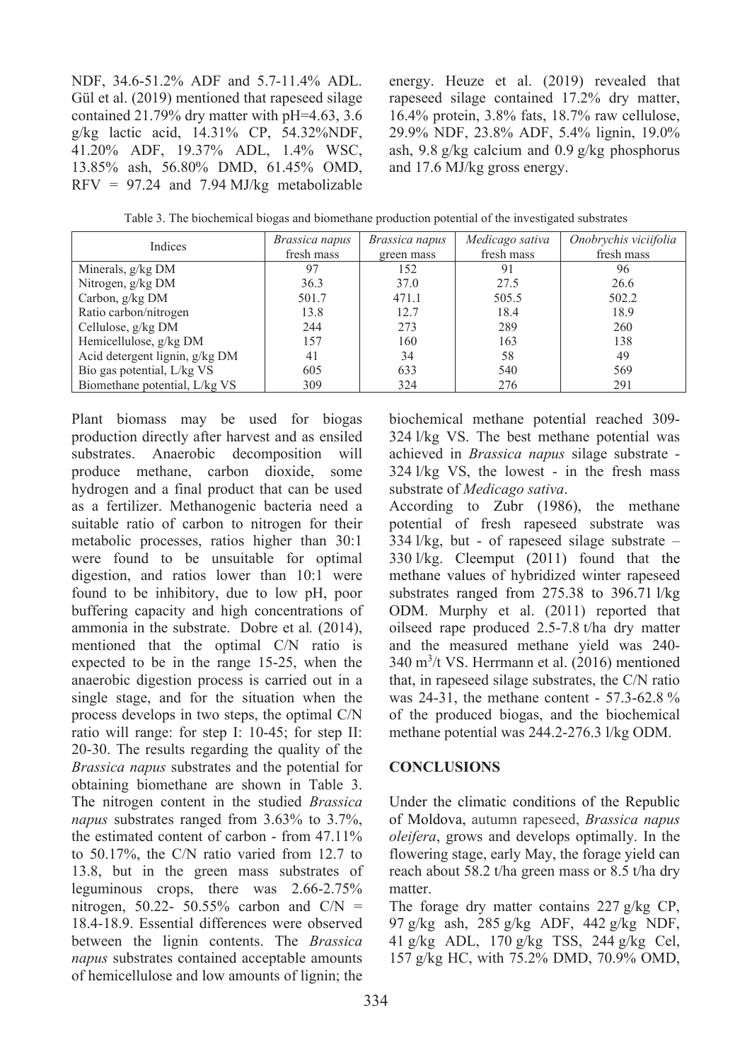NDF, 34.6-51.2% ADF and 5.7-11.4% ADL. Gül et al. (2019) mentioned that rapeseed silage contained 21.79% dry matter with pH=4.63, 3.6 g/kg lactic acid, 14.31% CP, 54.32%NDF, 41.20% ADF, 19.37% ADL, 1.4% WSC, 13.85% ash, 56.80% DMD, 61.45% OMD, RFV = 97.24 and 7.94 MJ/kg metabolizable energy. Heuze et al. (2019) revealed that rapeseed silage contained 17.2% dry matter, 16.4% protein, 3.8% fats, 18.7% raw cellulose, 29.9% NDF, 23.8% ADF, 5.4% lignin, 19.0% ash, 9.8 g/kg calcium and 0.9 g/kg phosphorus and 17.6 MJ/kg gross energy.

Table 3. The biochemical biogas and biomethane production potential of the investigated substrates

| Indices | *Brassica napus* fresh mass | *Brassica napus* green mass | *Medicago sativa* fresh mass | *Onobrychis viciifolia* fresh mass |
|---|---|---|---|---|
| Minerals, g/kg DM | 97 | 152 | 91 | 96 |
| Nitrogen, g/kg DM | 36.3 | 37.0 | 27.5 | 26.6 |
| Carbon, g/kg DM | 501.7 | 471.1 | 505.5 | 502.2 |
| Ratio carbon/nitrogen | 13.8 | 12.7 | 18.4 | 18.9 |
| Cellulose, g/kg DM | 244 | 273 | 289 | 260 |
| Hemicellulose, g/kg DM | 157 | 160 | 163 | 138 |
| Acid detergent lignin, g/kg DM | 41 | 34 | 58 | 49 |
| Bio gas potential, L/kg VS | 605 | 633 | 540 | 569 |
| Biomethane potential, L/kg VS | 309 | 324 | 276 | 291 |

Plant biomass may be used for biogas production directly after harvest and as ensiled substrates. Anaerobic decomposition will produce methane, carbon dioxide, some hydrogen and a final product that can be used as a fertilizer. Methanogenic bacteria need a suitable ratio of carbon to nitrogen for their metabolic processes, ratios higher than 30:1 were found to be unsuitable for optimal digestion, and ratios lower than 10:1 were found to be inhibitory, due to low pH, poor buffering capacity and high concentrations of ammonia in the substrate. Dobre et al. (2014), mentioned that the optimal C/N ratio is expected to be in the range 15-25, when the anaerobic digestion process is carried out in a single stage, and for the situation when the process develops in two steps, the optimal C/N ratio will range: for step I: 10-45; for step II: 20-30. The results regarding the quality of the *Brassica napus* substrates and the potential for obtaining biomethane are shown in Table 3. The nitrogen content in the studied *Brassica napus* substrates ranged from 3.63% to 3.7%, the estimated content of carbon - from 47.11% to 50.17%, the C/N ratio varied from 12.7 to 13.8, but in the green mass substrates of leguminous crops, there was 2.66-2.75% nitrogen, 50.22- 50.55% carbon and C/N = 18.4-18.9. Essential differences were observed between the lignin contents. The *Brassica napus* substrates contained acceptable amounts of hemicellulose and low amounts of lignin; the biochemical methane potential reached 309-324 l/kg VS. The best methane potential was achieved in *Brassica napus* silage substrate - 324 l/kg VS, the lowest - in the fresh mass substrate of *Medicago sativa*.

According to Zubr (1986), the methane potential of fresh rapeseed substrate was 334 l/kg, but - of rapeseed silage substrate – 330 l/kg. Cleemput (2011) found that the methane values of hybridized winter rapeseed substrates ranged from 275.38 to 396.71 l/kg ODM. Murphy et al. (2011) reported that oilseed rape produced 2.5-7.8 t/ha dry matter and the measured methane yield was 240-340 $m^3$/t VS. Herrmann et al. (2016) mentioned that, in rapeseed silage substrates, the C/N ratio was 24-31, the methane content - 57.3-62.8 % of the produced biogas, and the biochemical methane potential was 244.2-276.3 l/kg ODM.

## CONCLUSIONS

Under the climatic conditions of the Republic of Moldova, autumn rapeseed, *Brassica napus oleifera*, grows and develops optimally. In the flowering stage, early May, the forage yield can reach about 58.2 t/ha green mass or 8.5 t/ha dry matter.

The forage dry matter contains 227 g/kg CP, 97 g/kg ash, 285 g/kg ADF, 442 g/kg NDF, 41 g/kg ADL, 170 g/kg TSS, 244 g/kg Cel, 157 g/kg HC, with 75.2% DMD, 70.9% OMD,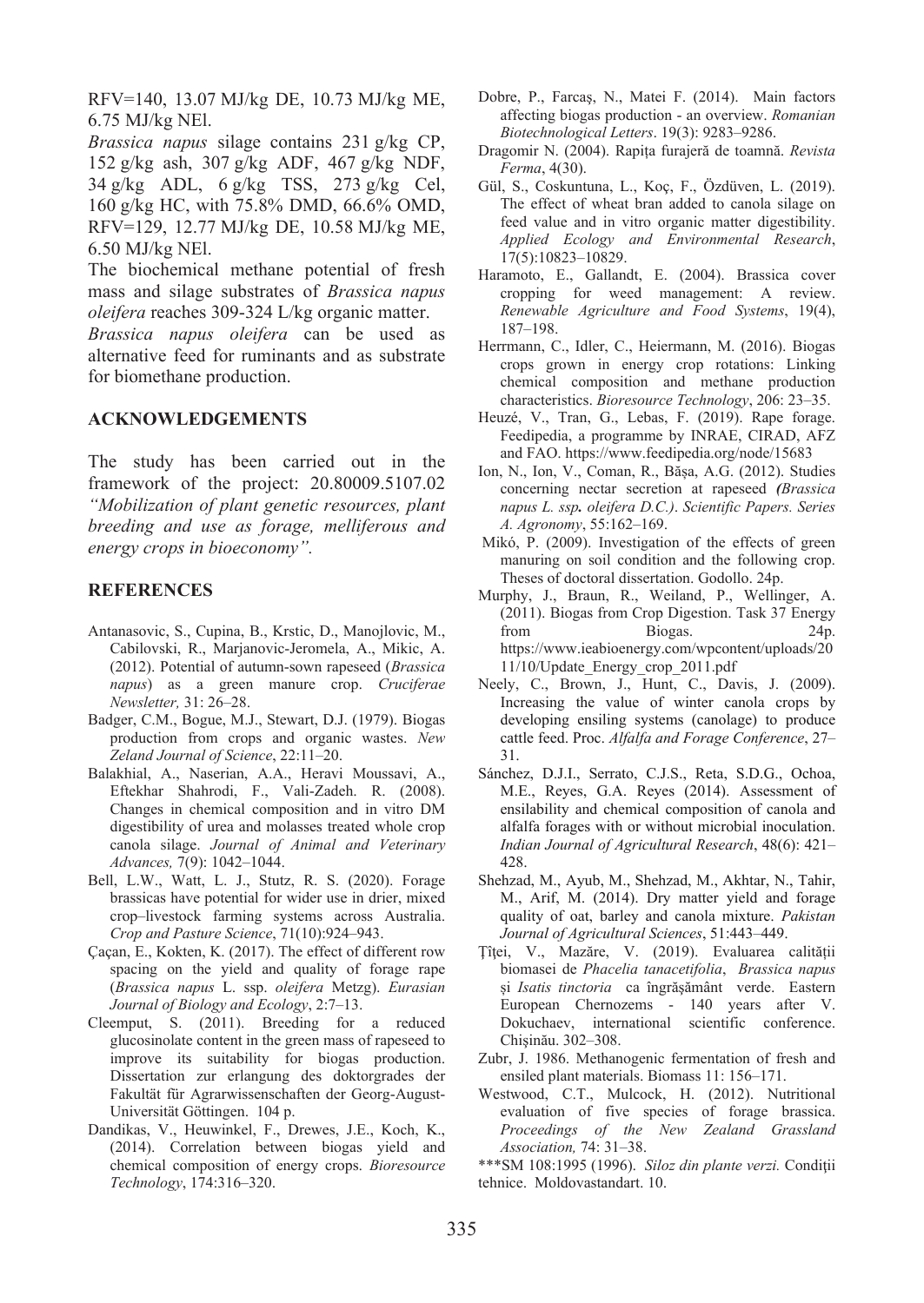RFV=140, 13.07 MJ/kg DE, 10.73 MJ/kg ME, 6.75 MJ/kg NEl.

*Brassica napus* silage contains 231 g/kg CP, 152 g/kg ash, 307 g/kg ADF, 467 g/kg NDF, 34 g/kg ADL, 6 g/kg TSS, 273 g/kg Cel, 160 g/kg HC, with 75.8% DMD, 66.6% OMD, RFV=129, 12.77 MJ/kg DE, 10.58 MJ/kg ME, 6.50 MJ/kg NEl.

The biochemical methane potential of fresh mass and silage substrates of *Brassica napus oleifera* reaches 309-324 L/kg organic matter.

*Brassica napus oleifera* can be used as alternative feed for ruminants and as substrate for biomethane production.

## ACKNOWLEDGEMENTS

The study has been carried out in the framework of the project: 20.80009.5107.02 *"Mobilization of plant genetic resources, plant breeding and use as forage, melliferous and energy crops in bioeconomy"*.

## REFERENCES

Antanasovic, S., Cupina, B., Krstic, D., Manojlovic, M., Cabilovski, R., Marjanovic-Jeromela, A., Mikic, A. (2012). Potential of autumn-sown rapeseed (*Brassica napus*) as a green manure crop. *Cruciferae Newsletter,* 31: 26–28.

Badger, C.M., Bogue, M.J., Stewart, D.J. (1979). Biogas production from crops and organic wastes. *New Zeland Journal of Science*, 22:11–20.

Balakhial, A., Naserian, A.A., Heravi Moussavi, A., Eftekhar Shahrodi, F., Vali-Zadeh. R. (2008). Changes in chemical composition and in vitro DM digestibility of urea and molasses treated whole crop canola silage. *Journal of Animal and Veterinary Advances,* 7(9): 1042–1044.

Bell, L.W., Watt, L. J., Stutz, R. S. (2020). Forage brassicas have potential for wider use in drier, mixed crop–livestock farming systems across Australia. *Crop and Pasture Science*, 71(10):924–943.

Çaçan, E., Kokten, K. (2017). The effect of different row spacing on the yield and quality of forage rape (*Brassica napus* L. ssp. *oleifera* Metzg). *Eurasian Journal of Biology and Ecology*, 2:7–13.

Cleemput, S. (2011). Breeding for a reduced glucosinolate content in the green mass of rapeseed to improve its suitability for biogas production. Dissertation zur erlangung des doktorgrades der Fakultät für Agrarwissenschaften der Georg-August-Universität Göttingen. 104 p.

Dandikas, V., Heuwinkel, F., Drewes, J.E., Koch, K., (2014). Correlation between biogas yield and chemical composition of energy crops. *Bioresource Technology*, 174:316–320.

Dobre, P., Farcaş, N., Matei F. (2014). Main factors affecting biogas production - an overview. *Romanian Biotechnological Letters*. 19(3): 9283–9286.

Dragomir N. (2004). Rapiţa furajeră de toamnă. *Revista Ferma*, 4(30).

Gül, S., Coskuntuna, L., Koç, F., Özdüven, L. (2019). The effect of wheat bran added to canola silage on feed value and in vitro organic matter digestibility. *Applied Ecology and Environmental Research*, 17(5):10823–10829.

Haramoto, E., Gallandt, E. (2004). Brassica cover cropping for weed management: A review. *Renewable Agriculture and Food Systems*, 19(4), 187–198.

Herrmann, C., Idler, C., Heiermann, M. (2016). Biogas crops grown in energy crop rotations: Linking chemical composition and methane production characteristics. *Bioresource Technology*, 206: 23–35.

Heuzé, V., Tran, G., Lebas, F. (2019). Rape forage. Feedipedia, a programme by INRAE, CIRAD, AFZ and FAO. https://www.feedipedia.org/node/15683

Ion, N., Ion, V., Coman, R., Băşa, A.G. (2012). Studies concerning nectar secretion at rapeseed *(Brassica napus L. ssp. oleifera D.C.)*. *Scientific Papers. Series A. Agronomy*, 55:162–169.

Mikó, P. (2009). Investigation of the effects of green manuring on soil condition and the following crop. Theses of doctoral dissertation. Godollo. 24p.

Murphy, J., Braun, R., Weiland, P., Wellinger, A. (2011). Biogas from Crop Digestion. Task 37 Energy from Biogas. 24p. https://www.ieabioenergy.com/wpcontent/uploads/2011/10/Update_Energy_crop_2011.pdf

Neely, C., Brown, J., Hunt, C., Davis, J. (2009). Increasing the value of winter canola crops by developing ensiling systems (canolage) to produce cattle feed. Proc. *Alfalfa and Forage Conference*, 27–31.

Sánchez, D.J.I., Serrato, C.J.S., Reta, S.D.G., Ochoa, M.E., Reyes, G.A. Reyes (2014). Assessment of ensilability and chemical composition of canola and alfalfa forages with or without microbial inoculation. *Indian Journal of Agricultural Research*, 48(6): 421–428.

Shehzad, M., Ayub, M., Shehzad, M., Akhtar, N., Tahir, M., Arif, M. (2014). Dry matter yield and forage quality of oat, barley and canola mixture. *Pakistan Journal of Agricultural Sciences*, 51:443–449.

Ţîţei, V., Mazăre, V. (2019). Evaluarea calităţii biomasei de *Phacelia tanacetifolia*, *Brassica napus* şi *Isatis tinctoria* ca îngrăşământ verde. Eastern European Chernozems - 140 years after V. Dokuchaev, international scientific conference. Chişinău. 302–308.

Zubr, J. 1986. Methanogenic fermentation of fresh and ensiled plant materials. Biomass 11: 156–171.

Westwood, C.T., Mulcock, H. (2012). Nutritional evaluation of five species of forage brassica. *Proceedings of the New Zealand Grassland Association,* 74: 31–38.

***SM 108:1995 (1996). *Siloz din plante verzi.* Condiţii tehnice. Moldovastandart. 10.